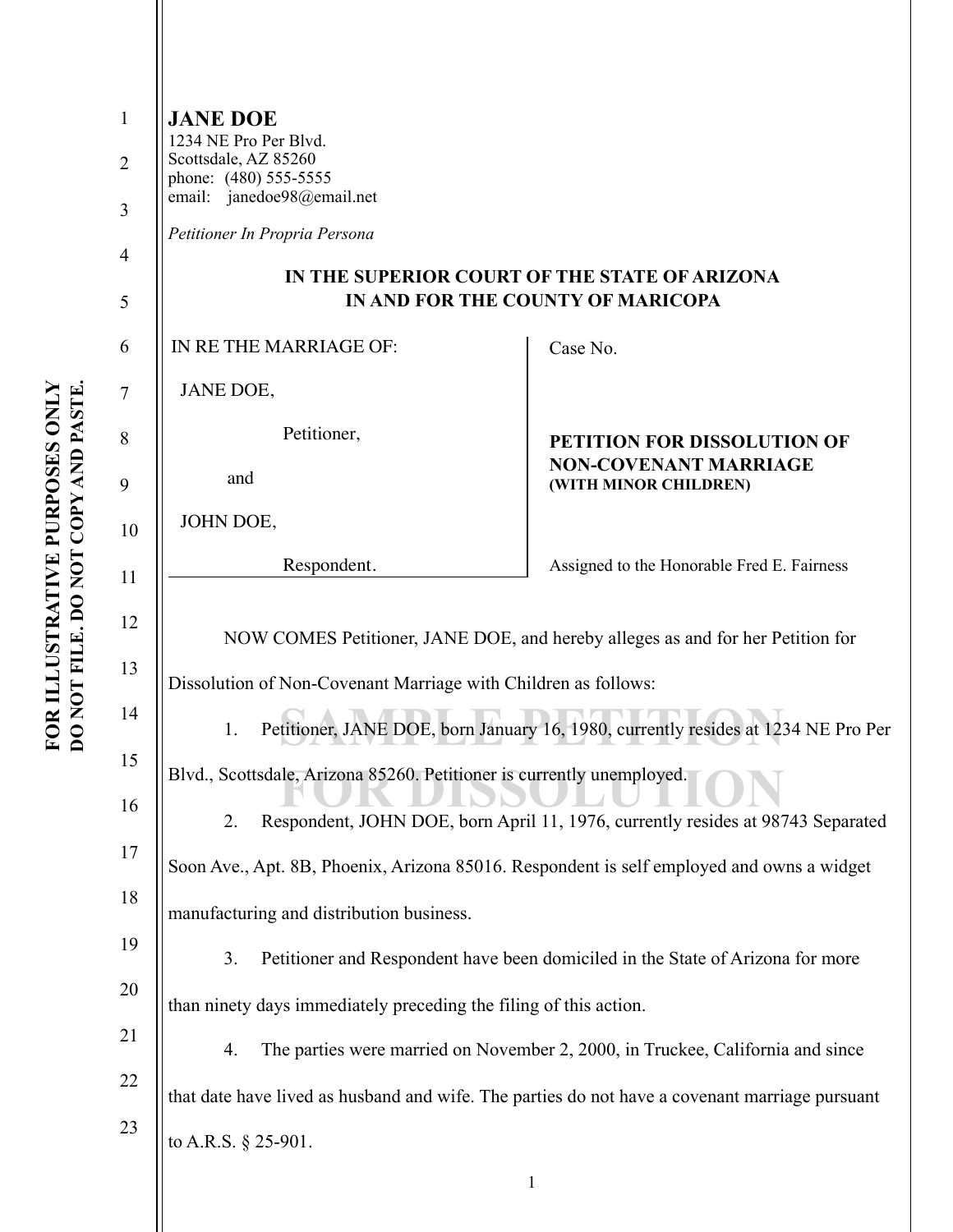**JANE DOE**
1234 NE Pro Per Blvd.
Scottsdale, AZ 85260
phone: (480) 555-5555
email: janedoe98@email.net

*Petitioner In Propria Persona*

**IN THE SUPERIOR COURT OF THE STATE OF ARIZONA**
**IN AND FOR THE COUNTY OF MARICOPA**

| IN RE THE MARRIAGE OF: JANE DOE, Petitioner, and JOHN DOE, Respondent. | Case No. **PETITION FOR DISSOLUTION OF NON-COVENANT MARRIAGE (WITH MINOR CHILDREN)** Assigned to the Honorable Fred E. Fairness |
|---|---|

NOW COMES Petitioner, JANE DOE, and hereby alleges as and for her Petition for Dissolution of Non-Covenant Marriage with Children as follows:

1. Petitioner, JANE DOE, born January 16, 1980, currently resides at 1234 NE Pro Per Blvd., Scottsdale, Arizona 85260. Petitioner is currently unemployed.

2. Respondent, JOHN DOE, born April 11, 1976, currently resides at 98743 Separated Soon Ave., Apt. 8B, Phoenix, Arizona 85016. Respondent is self employed and owns a widget manufacturing and distribution business.

3. Petitioner and Respondent have been domiciled in the State of Arizona for more than ninety days immediately preceding the filing of this action.

4. The parties were married on November 2, 2000, in Truckee, California and since that date have lived as husband and wife. The parties do not have a covenant marriage pursuant to A.R.S. § 25-901.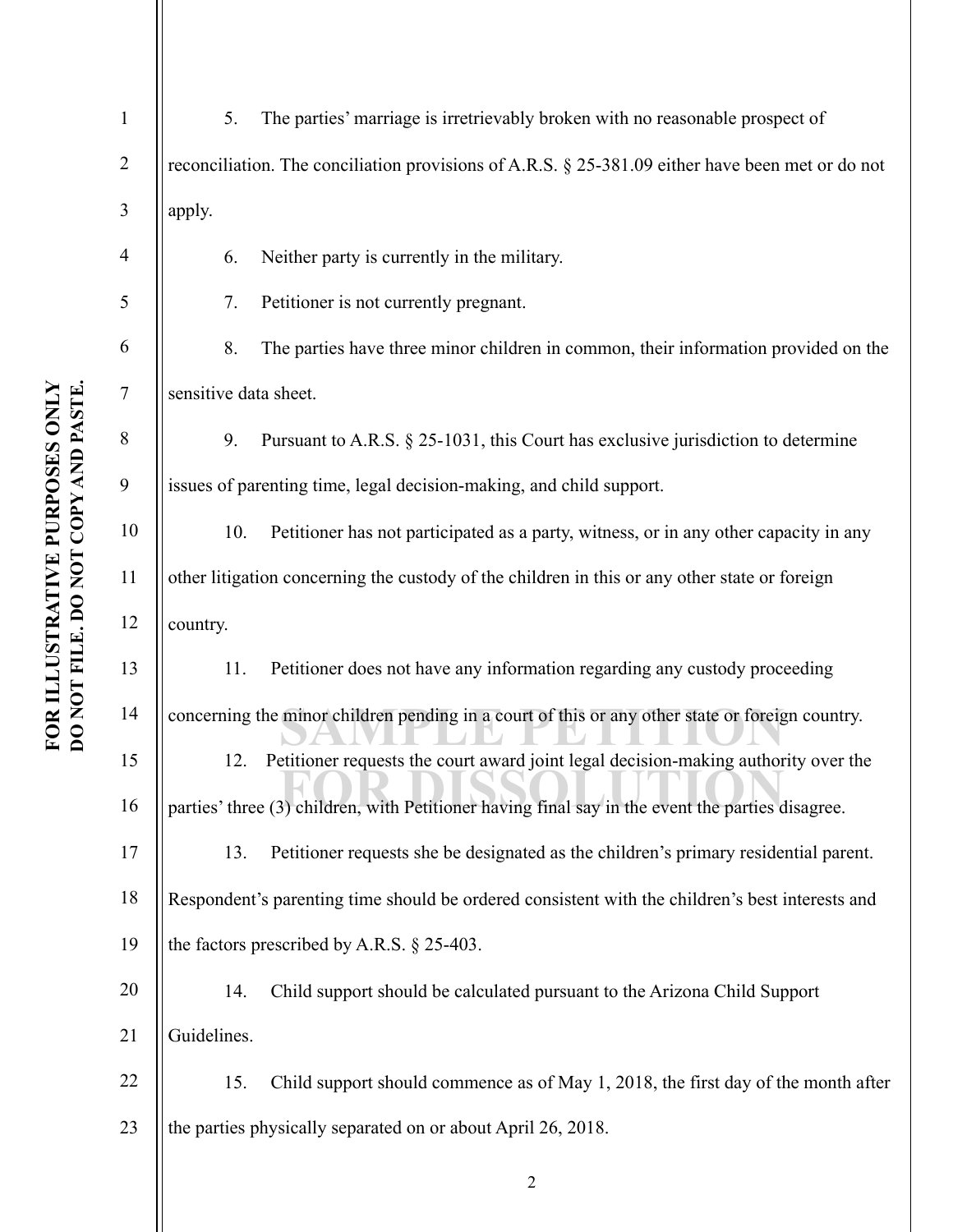5. The parties' marriage is irretrievably broken with no reasonable prospect of reconciliation. The conciliation provisions of A.R.S. § 25-381.09 either have been met or do not apply.

6. Neither party is currently in the military.

7. Petitioner is not currently pregnant.

8. The parties have three minor children in common, their information provided on the sensitive data sheet.

9. Pursuant to A.R.S. § 25-1031, this Court has exclusive jurisdiction to determine issues of parenting time, legal decision-making, and child support.

10. Petitioner has not participated as a party, witness, or in any other capacity in any other litigation concerning the custody of the children in this or any other state or foreign country.

11. Petitioner does not have any information regarding any custody proceeding concerning the minor children pending in a court of this or any other state or foreign country.

12. Petitioner requests the court award joint legal decision-making authority over the parties' three (3) children, with Petitioner having final say in the event the parties disagree.

13. Petitioner requests she be designated as the children's primary residential parent. Respondent's parenting time should be ordered consistent with the children's best interests and the factors prescribed by A.R.S. § 25-403.

14. Child support should be calculated pursuant to the Arizona Child Support Guidelines.

15. Child support should commence as of May 1, 2018, the first day of the month after the parties physically separated on or about April 26, 2018.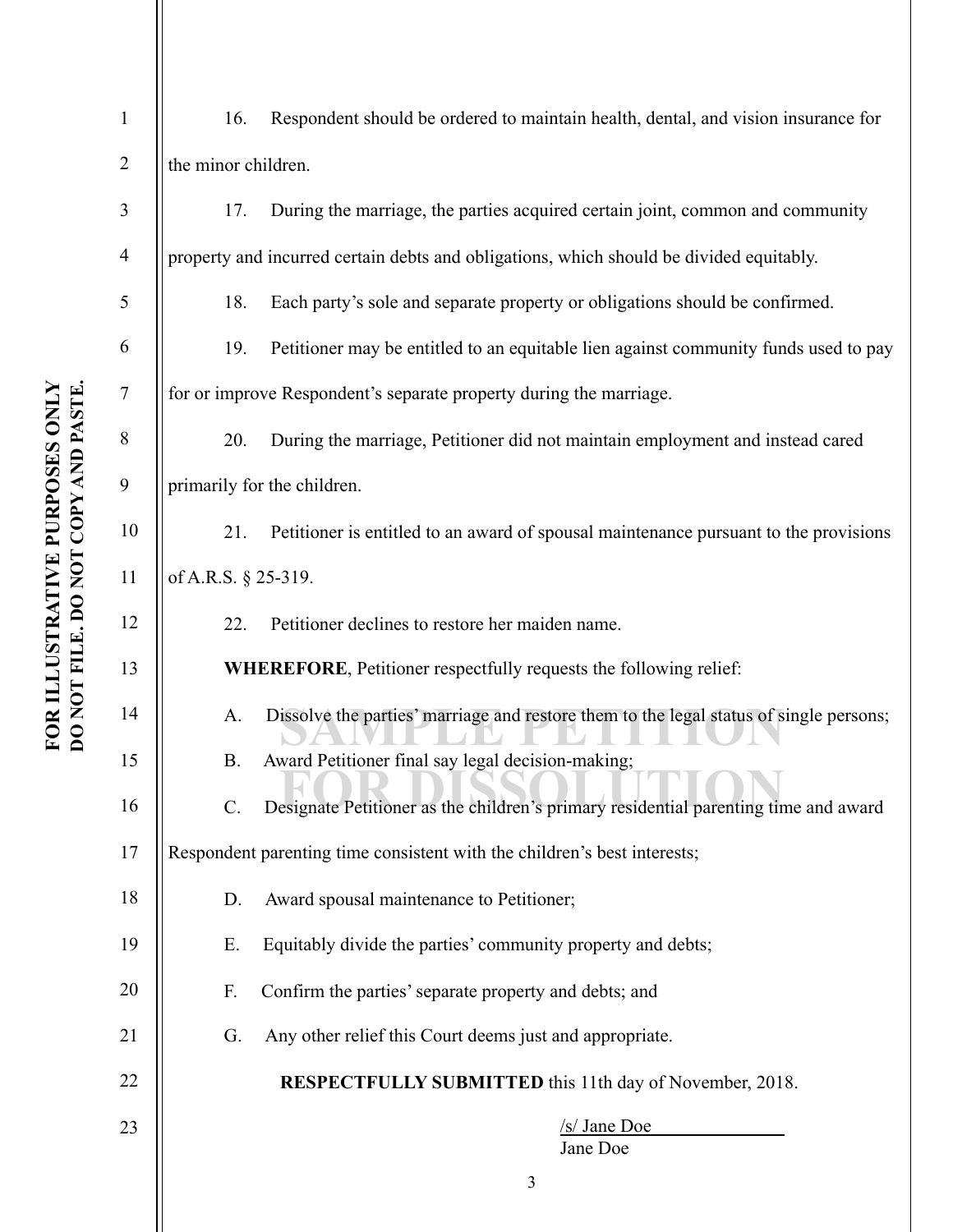16. Respondent should be ordered to maintain health, dental, and vision insurance for the minor children.

17. During the marriage, the parties acquired certain joint, common and community property and incurred certain debts and obligations, which should be divided equitably.

18. Each party's sole and separate property or obligations should be confirmed.

19. Petitioner may be entitled to an equitable lien against community funds used to pay for or improve Respondent's separate property during the marriage.

20. During the marriage, Petitioner did not maintain employment and instead cared primarily for the children.

21. Petitioner is entitled to an award of spousal maintenance pursuant to the provisions of A.R.S. § 25-319.

22. Petitioner declines to restore her maiden name.

**WHEREFORE**, Petitioner respectfully requests the following relief:

A. Dissolve the parties' marriage and restore them to the legal status of single persons;

B. Award Petitioner final say legal decision-making;

C. Designate Petitioner as the children's primary residential parenting time and award Respondent parenting time consistent with the children's best interests;

D. Award spousal maintenance to Petitioner;

E. Equitably divide the parties' community property and debts;

F. Confirm the parties' separate property and debts; and

G. Any other relief this Court deems just and appropriate.

**RESPECTFULLY SUBMITTED** this 11th day of November, 2018.

/s/ Jane Doe
Jane Doe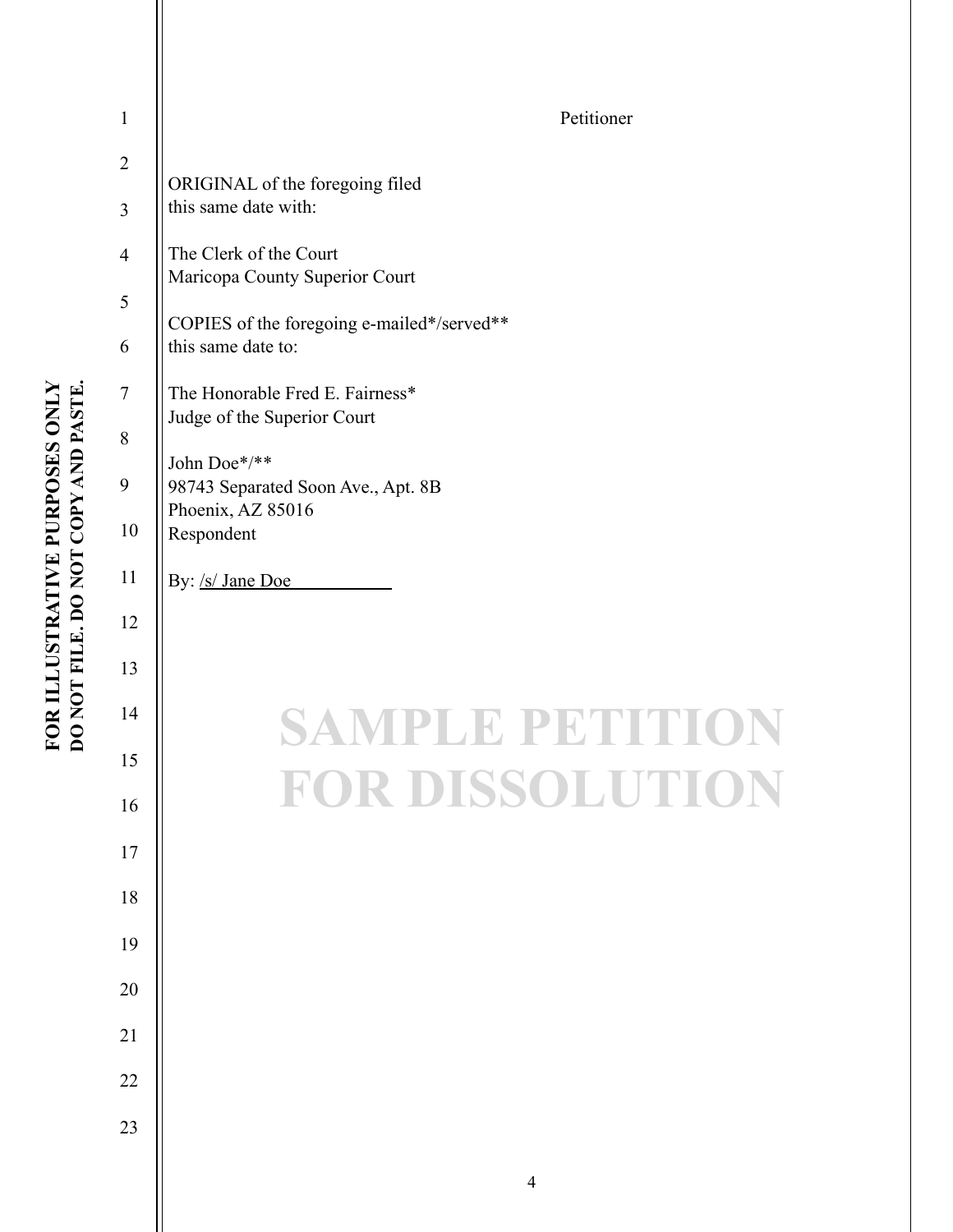Petitioner

ORIGINAL of the foregoing filed
this same date with:

The Clerk of the Court
Maricopa County Superior Court

COPIES of the foregoing e-mailed*/served**
this same date to:

The Honorable Fred E. Fairness*
Judge of the Superior Court

John Doe*/**
98743 Separated Soon Ave., Apt. 8B
Phoenix, AZ 85016
Respondent

By: /s/ Jane Doe

FOR ILLUSTRATIVE PURPOSES ONLY
DO NOT FILE. DO NOT COPY AND PASTE.

SAMPLE PETITION
FOR DISSOLUTION